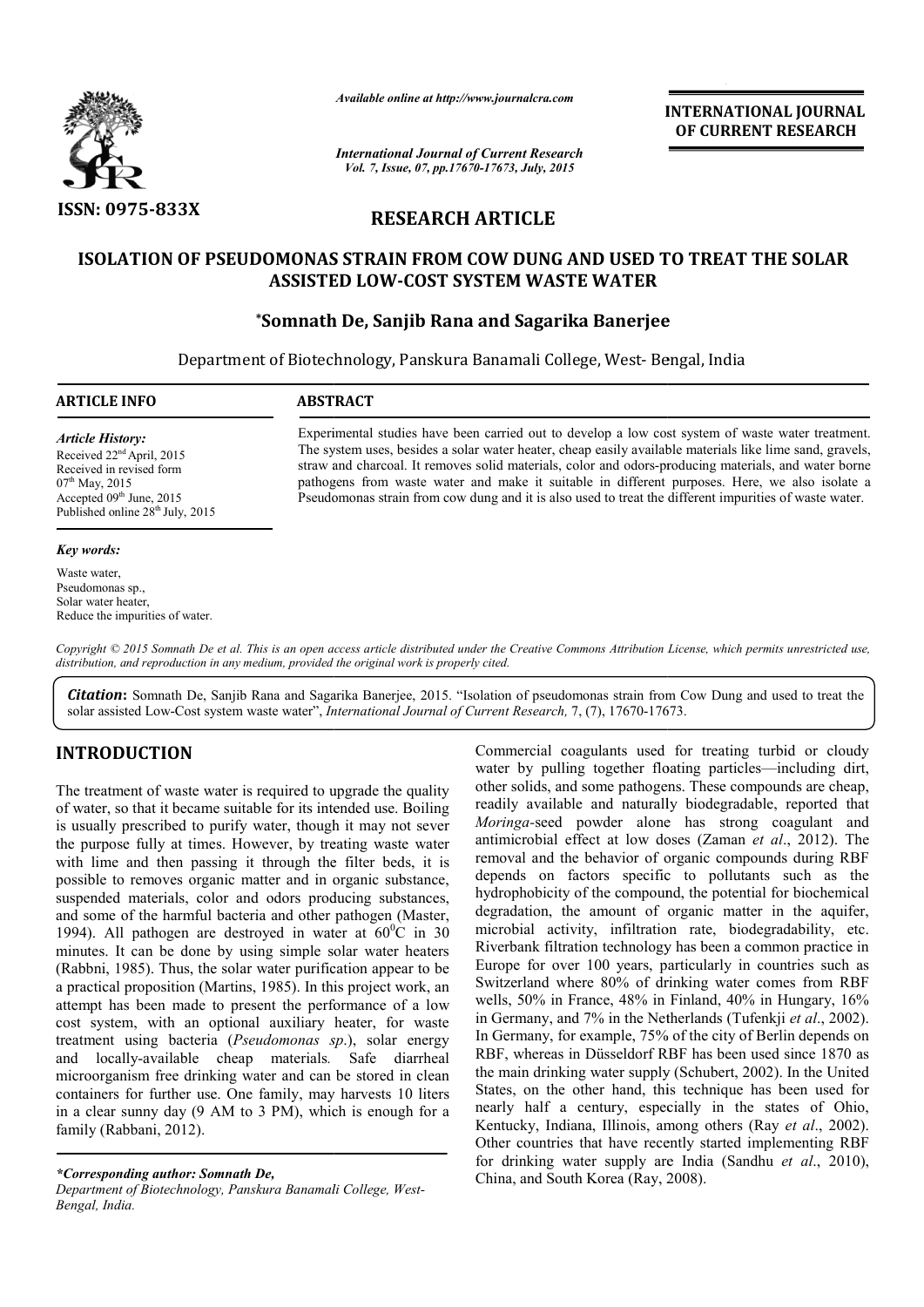*Available online at http://www.journalcra.com*

*International Journal of Current Research*
*Vol. 7, Issue, 07, pp.17670-17673, July, 2015*

**INTERNATIONAL JOURNAL OF CURRENT RESEARCH**

ISSN: 0975-833X

# RESEARCH ARTICLE

## ISOLATION OF PSEUDOMONAS STRAIN FROM COW DUNG AND USED TO TREAT THE SOLAR ASSISTED LOW-COST SYSTEM WASTE WATER

**\*Somnath De, Sanjib Rana and Sagarika Banerjee**

Department of Biotechnology, Panskura Banamali College, West- Bengal, India

**ARTICLE INFO**

*Article History:*
Received 22[nd] April, 2015
Received in revised form
07[th] May, 2015
Accepted 09[th] June, 2015
Published online 28[th] July, 2015

*Key words:*
Waste water,
Pseudomonas sp.,
Solar water heater,
Reduce the impurities of water.

**ABSTRACT**

Experimental studies have been carried out to develop a low cost system of waste water treatment. The system uses, besides a solar water heater, cheap easily available materials like lime sand, gravels, straw and charcoal. It removes solid materials, color and odors-producing materials, and water borne pathogens from waste water and make it suitable in different purposes. Here, we also isolate a Pseudomonas strain from cow dung and it is also used to treat the different impurities of waste water.

*Copyright © 2015 Somnath De et al. This is an open access article distributed under the Creative Commons Attribution License, which permits unrestricted use, distribution, and reproduction in any medium, provided the original work is properly cited.*

***Citation*:** Somnath De, Sanjib Rana and Sagarika Banerjee, 2015. "Isolation of pseudomonas strain from Cow Dung and used to treat the solar assisted Low-Cost system waste water", *International Journal of Current Research,* 7, (7), 17670-17673.

## INTRODUCTION

The treatment of waste water is required to upgrade the quality of water, so that it became suitable for its intended use. Boiling is usually prescribed to purify water, though it may not sever the purpose fully at times. However, by treating waste water with lime and then passing it through the filter beds, it is possible to removes organic matter and in organic substance, suspended materials, color and odors producing substances, and some of the harmful bacteria and other pathogen (Master, 1994). All pathogen are destroyed in water at $60^0$C in 30 minutes. It can be done by using simple solar water heaters (Rabbni, 1985). Thus, the solar water purification appear to be a practical proposition (Martins, 1985). In this project work, an attempt has been made to present the performance of a low cost system, with an optional auxiliary heater, for waste treatment using bacteria (*Pseudomonas sp.*), solar energy and locally-available cheap materials. Safe diarrheal microorganism free drinking water and can be stored in clean containers for further use. One family, may harvests 10 liters in a clear sunny day (9 AM to 3 PM), which is enough for a family (Rabbani, 2012).

Commercial coagulants used for treating turbid or cloudy water by pulling together floating particles—including dirt, other solids, and some pathogens. These compounds are cheap, readily available and naturally biodegradable, reported that *Moringa*-seed powder alone has strong coagulant and antimicrobial effect at low doses (Zaman *et al*., 2012). The removal and the behavior of organic compounds during RBF depends on factors specific to pollutants such as the hydrophobicity of the compound, the potential for biochemical degradation, the amount of organic matter in the aquifer, microbial activity, infiltration rate, biodegradability, etc. Riverbank filtration technology has been a common practice in Europe for over 100 years, particularly in countries such as Switzerland where 80% of drinking water comes from RBF wells, 50% in France, 48% in Finland, 40% in Hungary, 16% in Germany, and 7% in the Netherlands (Tufenkji *et al*., 2002). In Germany, for example, 75% of the city of Berlin depends on RBF, whereas in Düsseldorf RBF has been used since 1870 as the main drinking water supply (Schubert, 2002). In the United States, on the other hand, this technique has been used for nearly half a century, especially in the states of Ohio, Kentucky, Indiana, Illinois, among others (Ray *et al*., 2002). Other countries that have recently started implementing RBF for drinking water supply are India (Sandhu *et al*., 2010), China, and South Korea (Ray, 2008).

*\*Corresponding author: Somnath De,*
*Department of Biotechnology, Panskura Banamali College, West-Bengal, India.*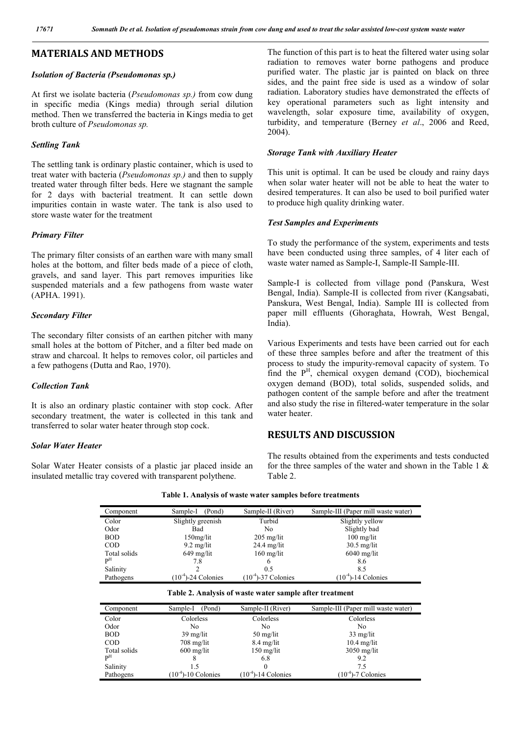## MATERIALS AND METHODS

### *Isolation of Bacteria (Pseudomonas sp.)*

At first we isolate bacteria (*Pseudomonas sp.)* from cow dung in specific media (Kings media) through serial dilution method. Then we transferred the bacteria in Kings media to get broth culture of *Pseudomonas sp.*

### *Settling Tank*

The settling tank is ordinary plastic container, which is used to treat water with bacteria (*Pseudomonas sp.)* and then to supply treated water through filter beds. Here we stagnant the sample for 2 days with bacterial treatment. It can settle down impurities contain in waste water. The tank is also used to store waste water for the treatment

### *Primary Filter*

The primary filter consists of an earthen ware with many small holes at the bottom, and filter beds made of a piece of cloth, gravels, and sand layer. This part removes impurities like suspended materials and a few pathogens from waste water (APHA. 1991).

### *Secondary Filter*

The secondary filter consists of an earthen pitcher with many small holes at the bottom of Pitcher, and a filter bed made on straw and charcoal. It helps to removes color, oil particles and a few pathogens (Dutta and Rao, 1970).

### *Collection Tank*

It is also an ordinary plastic container with stop cock. After secondary treatment, the water is collected in this tank and transferred to solar water heater through stop cock.

### *Solar Water Heater*

Solar Water Heater consists of a plastic jar placed inside an insulated metallic tray covered with transparent polythene.

The function of this part is to heat the filtered water using solar radiation to removes water borne pathogens and produce purified water. The plastic jar is painted on black on three sides, and the paint free side is used as a window of solar radiation. Laboratory studies have demonstrated the effects of key operational parameters such as light intensity and wavelength, solar exposure time, availability of oxygen, turbidity, and temperature (Berney *et al*., 2006 and Reed, 2004).

### *Storage Tank with Auxiliary Heater*

This unit is optimal. It can be used be cloudy and rainy days when solar water heater will not be able to heat the water to desired temperatures. It can also be used to boil purified water to produce high quality drinking water.

### *Test Samples and Experiments*

To study the performance of the system, experiments and tests have been conducted using three samples, of 4 liter each of waste water named as Sample-I, Sample-II Sample-III.

Sample-I is collected from village pond (Panskura, West Bengal, India). Sample-II is collected from river (Kangsabati, Panskura, West Bengal, India). Sample III is collected from paper mill effluents (Ghoraghata, Howrah, West Bengal, India).

Various Experiments and tests have been carried out for each of these three samples before and after the treatment of this process to study the impurity-removal capacity of system. To find the $P^H$, chemical oxygen demand (COD), biochemical oxygen demand (BOD), total solids, suspended solids, and pathogen content of the sample before and after the treatment and also study the rise in filtered-water temperature in the solar water heater.

## RESULTS AND DISCUSSION

The results obtained from the experiments and tests conducted for the three samples of the water and shown in the Table 1 & Table 2.

**Table 1. Analysis of waste water samples before treatments**

| Component | Sample-I (Pond) | Sample-II (River) | Sample-III (Paper mill waste water) |
|---|---|---|---|
| Color | Slightly greenish | Turbid | Slightly yellow |
| Odor | Bad | No | Slightly bad |
| BOD | 150mg/lit | 205 mg/lit | 100 mg/lit |
| COD | 9.2 mg/lit | 24.4 mg/lit | 30.5 mg/lit |
| Total solids | 649 mg/lit | 160 mg/lit | 6040 mg/lit |
| $P^H$ | 7.8 | 6 | 8.6 |
| Salinity | 2 | 0.5 | 8.5 |
| Pathogens | $(10^{-4})$-24 Colonies | $(10^{-4})$-37 Colonies | $(10^{-4})$-14 Colonies |

**Table 2. Analysis of waste water sample after treatment**

| Component | Sample-I (Pond) | Sample-II (River) | Sample-III (Paper mill waste water) |
|---|---|---|---|
| Color | Colorless | Colorless | Colorless |
| Odor | No | No | No |
| BOD | 39 mg/lit | 50 mg/lit | 33 mg/lit |
| COD | 708 mg/lit | 8.4 mg/lit | 10.4 mg/lit |
| Total solids | 600 mg/lit | 150 mg/lit | 3050 mg/lit |
| $P^H$ | 8 | 6.8 | 9.2 |
| Salinity | 1.5 | 0 | 7.5 |
| Pathogens | $(10^{-4})$-10 Colonies | $(10^{-4})$-14 Colonies | $(10^{-4})$-7 Colonies |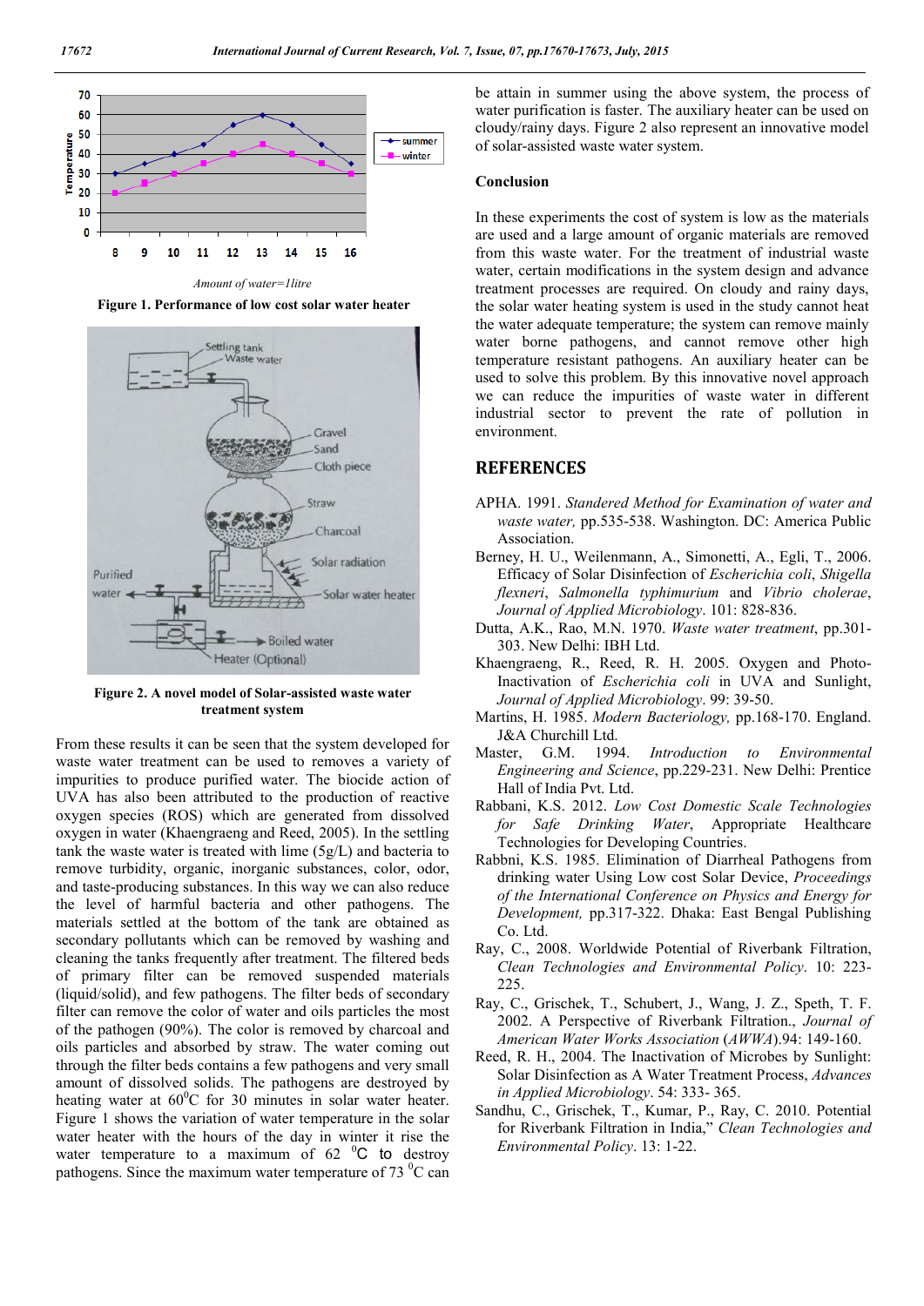Amount of water=1litre

**Figure 1. Performance of low cost solar water heater**

**Figure 2. A novel model of Solar-assisted waste water treatment system**

From these results it can be seen that the system developed for waste water treatment can be used to removes a variety of impurities to produce purified water. The biocide action of UVA has also been attributed to the production of reactive oxygen species (ROS) which are generated from dissolved oxygen in water (Khaengraeng and Reed, 2005). In the settling tank the waste water is treated with lime (5g/L) and bacteria to remove turbidity, organic, inorganic substances, color, odor, and taste-producing substances. In this way we can also reduce the level of harmful bacteria and other pathogens. The materials settled at the bottom of the tank are obtained as secondary pollutants which can be removed by washing and cleaning the tanks frequently after treatment. The filtered beds of primary filter can be removed suspended materials (liquid/solid), and few pathogens. The filter beds of secondary filter can remove the color of water and oils particles the most of the pathogen (90%). The color is removed by charcoal and oils particles and absorbed by straw. The water coming out through the filter beds contains a few pathogens and very small amount of dissolved solids. The pathogens are destroyed by heating water at $60^0$C for 30 minutes in solar water heater. Figure 1 shows the variation of water temperature in the solar water heater with the hours of the day in winter it rise the water temperature to a maximum of 62 $^0$C to destroy pathogens. Since the maximum water temperature of 73 $^0$C can be attain in summer using the above system, the process of water purification is faster. The auxiliary heater can be used on cloudy/rainy days. Figure 2 also represent an innovative model of solar-assisted waste water system.

## Conclusion

In these experiments the cost of system is low as the materials are used and a large amount of organic materials are removed from this waste water. For the treatment of industrial waste water, certain modifications in the system design and advance treatment processes are required. On cloudy and rainy days, the solar water heating system is used in the study cannot heat the water adequate temperature; the system can remove mainly water borne pathogens, and cannot remove other high temperature resistant pathogens. An auxiliary heater can be used to solve this problem. By this innovative novel approach we can reduce the impurities of waste water in different industrial sector to prevent the rate of pollution in environment.

## REFERENCES

APHA. 1991. *Standered Method for Examination of water and waste water,* pp.535-538. Washington. DC: America Public Association.

Berney, H. U., Weilenmann, A., Simonetti, A., Egli, T., 2006. Efficacy of Solar Disinfection of *Escherichia coli*, *Shigella flexneri*, *Salmonella typhimurium* and *Vibrio cholerae*, *Journal of Applied Microbiology*. 101: 828-836.

Dutta, A.K., Rao, M.N. 1970. *Waste water treatment*, pp.301-303. New Delhi: IBH Ltd.

Khaengraeng, R., Reed, R. H. 2005. Oxygen and Photo-Inactivation of *Escherichia coli* in UVA and Sunlight, *Journal of Applied Microbiology*. 99: 39-50.

Martins, H. 1985. *Modern Bacteriology,* pp.168-170. England. J&A Churchill Ltd.

Master, G.M. 1994. *Introduction to Environmental Engineering and Science*, pp.229-231. New Delhi: Prentice Hall of India Pvt. Ltd.

Rabbani, K.S. 2012. *Low Cost Domestic Scale Technologies for Safe Drinking Water*, Appropriate Healthcare Technologies for Developing Countries.

Rabbni, K.S. 1985. Elimination of Diarrheal Pathogens from drinking water Using Low cost Solar Device, *Proceedings of the International Conference on Physics and Energy for Development,* pp.317-322. Dhaka: East Bengal Publishing Co. Ltd.

Ray, C., 2008. Worldwide Potential of Riverbank Filtration, *Clean Technologies and Environmental Policy*. 10: 223-225.

Ray, C., Grischek, T., Schubert, J., Wang, J. Z., Speth, T. F. 2002. A Perspective of Riverbank Filtration., *Journal of American Water Works Association* (*AWWA*).94: 149-160.

Reed, R. H., 2004. The Inactivation of Microbes by Sunlight: Solar Disinfection as A Water Treatment Process, *Advances in Applied Microbiology*. 54: 333- 365.

Sandhu, C., Grischek, T., Kumar, P., Ray, C. 2010. Potential for Riverbank Filtration in India," *Clean Technologies and Environmental Policy*. 13: 1-22.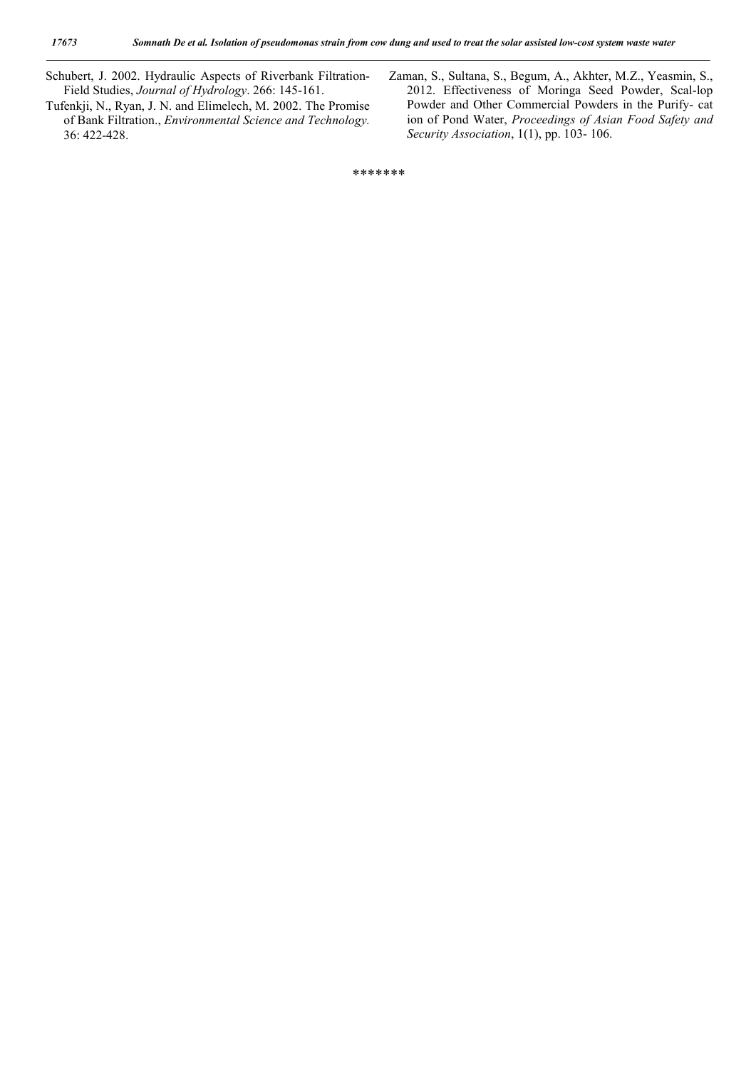Schubert, J. 2002. Hydraulic Aspects of Riverbank Filtration-Field Studies, *Journal of Hydrology*. 266: 145-161.

Tufenkji, N., Ryan, J. N. and Elimelech, M. 2002. The Promise of Bank Filtration., *Environmental Science and Technology.* 36: 422-428.

Zaman, S., Sultana, S., Begum, A., Akhter, M.Z., Yeasmin, S., 2012. Effectiveness of Moringa Seed Powder, Scal-lop Powder and Other Commercial Powders in the Purify- cat ion of Pond Water, *Proceedings of Asian Food Safety and Security Association*, 1(1), pp. 103- 106.

*******